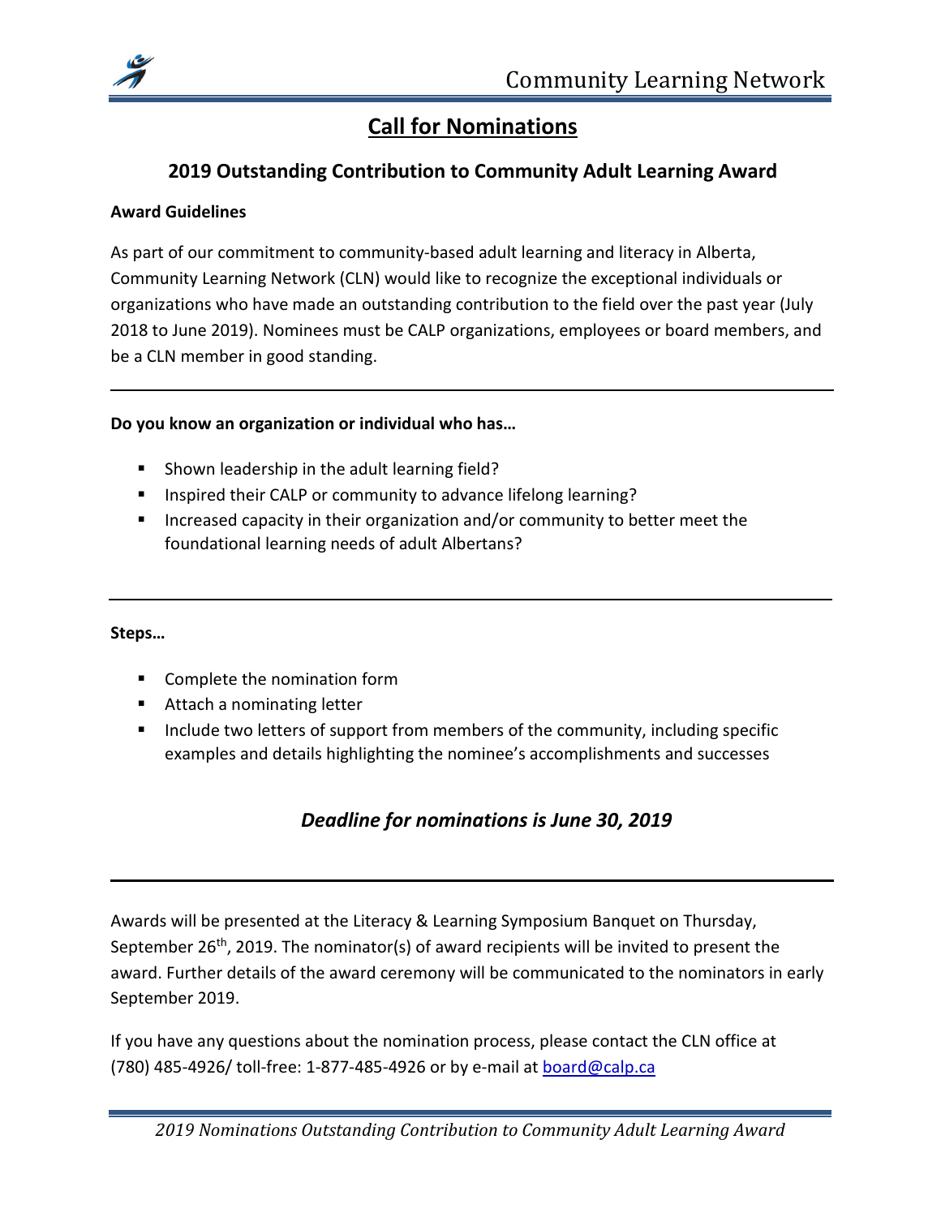# Call for Nominations

## 2019 Outstanding Contribution to Community Adult Learning Award

**Award Guidelines**

As part of our commitment to community-based adult learning and literacy in Alberta, Community Learning Network (CLN) would like to recognize the exceptional individuals or organizations who have made an outstanding contribution to the field over the past year (July 2018 to June 2019). Nominees must be CALP organizations, employees or board members, and be a CLN member in good standing.

---

**Do you know an organization or individual who has…**

- Shown leadership in the adult learning field?
- Inspired their CALP or community to advance lifelong learning?
- Increased capacity in their organization and/or community to better meet the foundational learning needs of adult Albertans?

---

**Steps…**

- Complete the nomination form
- Attach a nominating letter
- Include two letters of support from members of the community, including specific examples and details highlighting the nominee's accomplishments and successes

### *Deadline for nominations is June 30, 2019*

---

Awards will be presented at the Literacy & Learning Symposium Banquet on Thursday, September 26th, 2019. The nominator(s) of award recipients will be invited to present the award. Further details of the award ceremony will be communicated to the nominators in early September 2019.

If you have any questions about the nomination process, please contact the CLN office at (780) 485-4926/ toll-free: 1-877-485-4926 or by e-mail at board@calp.ca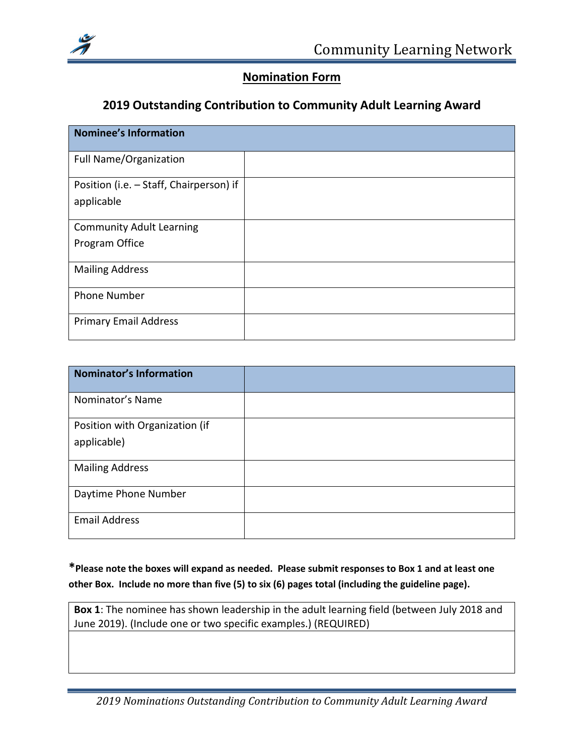## Nomination Form

### 2019 Outstanding Contribution to Community Adult Learning Award

| Nominee's Information | |
|---|---|
| Full Name/Organization | |
| Position (i.e. – Staff, Chairperson) if applicable | |
| Community Adult Learning Program Office | |
| Mailing Address | |
| Phone Number | |
| Primary Email Address | |

| Nominator's Information | |
|---|---|
| Nominator's Name | |
| Position with Organization (if applicable) | |
| Mailing Address | |
| Daytime Phone Number | |
| Email Address | |

***Please note the boxes will expand as needed. Please submit responses to Box 1 and at least one other Box. Include no more than five (5) to six (6) pages total (including the guideline page).**

| **Box 1**: The nominee has shown leadership in the adult learning field (between July 2018 and June 2019). (Include one or two specific examples.) (REQUIRED) |
|---|
| |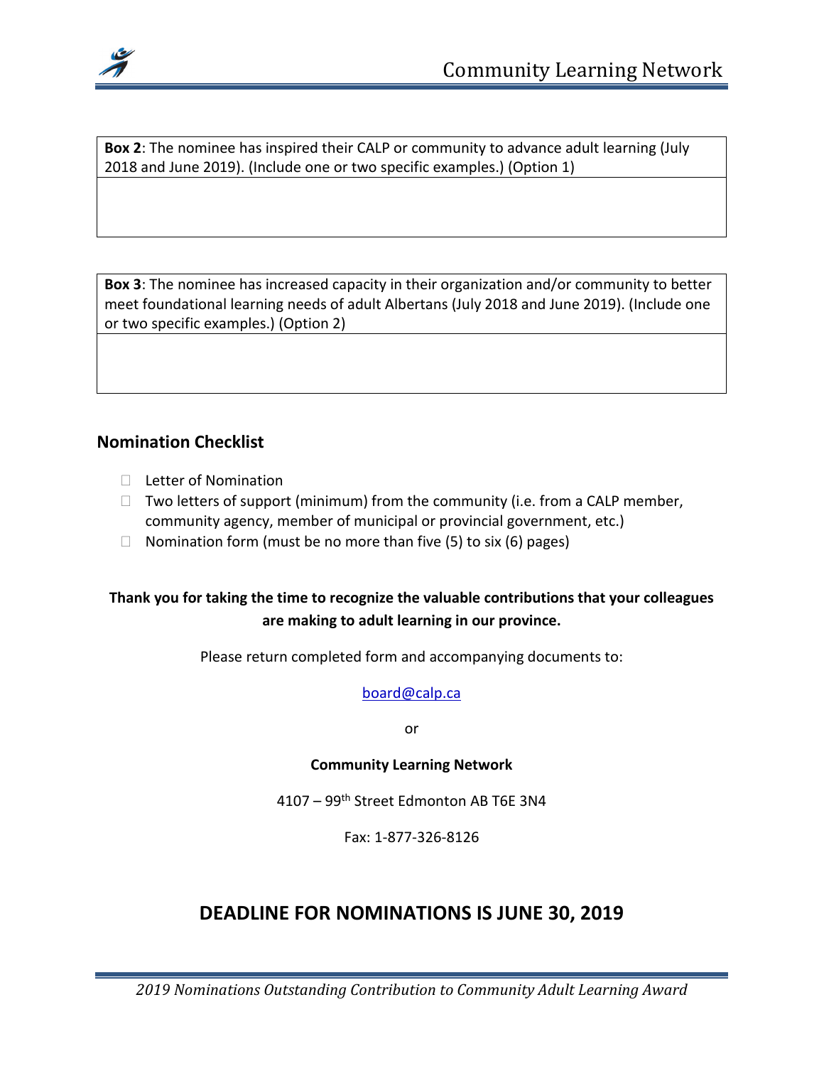| **Box 2**: The nominee has inspired their CALP or community to advance adult learning (July 2018 and June 2019). (Include one or two specific examples.) (Option 1) |
| --- |
| |

| **Box 3**: The nominee has increased capacity in their organization and/or community to better meet foundational learning needs of adult Albertans (July 2018 and June 2019). (Include one or two specific examples.) (Option 2) |
| --- |
| |

## Nomination Checklist

- ☐ Letter of Nomination
- ☐ Two letters of support (minimum) from the community (i.e. from a CALP member, community agency, member of municipal or provincial government, etc.)
- ☐ Nomination form (must be no more than five (5) to six (6) pages)

**Thank you for taking the time to recognize the valuable contributions that your colleagues are making to adult learning in our province.**

Please return completed form and accompanying documents to:

board@calp.ca

or

**Community Learning Network**

4107 – 99th Street Edmonton AB T6E 3N4

Fax: 1-877-326-8126

## DEADLINE FOR NOMINATIONS IS JUNE 30, 2019